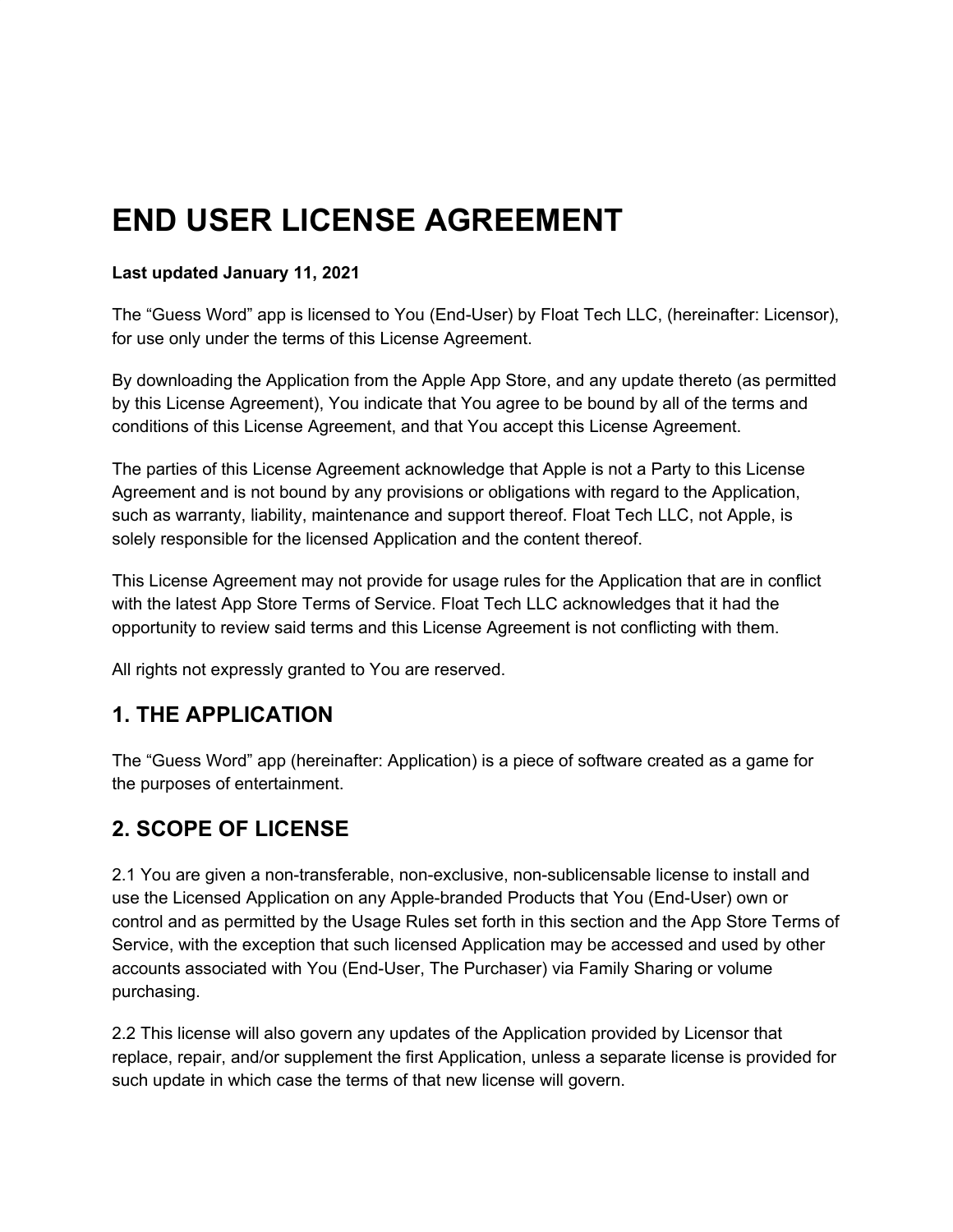# END USER LICENSE AGREEMENT

**Last updated January 11, 2021**

The “Guess Word” app is licensed to You (End-User) by Float Tech LLC, (hereinafter: Licensor), for use only under the terms of this License Agreement.

By downloading the Application from the Apple App Store, and any update thereto (as permitted by this License Agreement), You indicate that You agree to be bound by all of the terms and conditions of this License Agreement, and that You accept this License Agreement.

The parties of this License Agreement acknowledge that Apple is not a Party to this License Agreement and is not bound by any provisions or obligations with regard to the Application, such as warranty, liability, maintenance and support thereof. Float Tech LLC, not Apple, is solely responsible for the licensed Application and the content thereof.

This License Agreement may not provide for usage rules for the Application that are in conflict with the latest App Store Terms of Service. Float Tech LLC acknowledges that it had the opportunity to review said terms and this License Agreement is not conflicting with them.

All rights not expressly granted to You are reserved.

## 1. THE APPLICATION

The “Guess Word” app (hereinafter: Application) is a piece of software created as a game for the purposes of entertainment.

## 2. SCOPE OF LICENSE

2.1 You are given a non-transferable, non-exclusive, non-sublicensable license to install and use the Licensed Application on any Apple-branded Products that You (End-User) own or control and as permitted by the Usage Rules set forth in this section and the App Store Terms of Service, with the exception that such licensed Application may be accessed and used by other accounts associated with You (End-User, The Purchaser) via Family Sharing or volume purchasing.

2.2 This license will also govern any updates of the Application provided by Licensor that replace, repair, and/or supplement the first Application, unless a separate license is provided for such update in which case the terms of that new license will govern.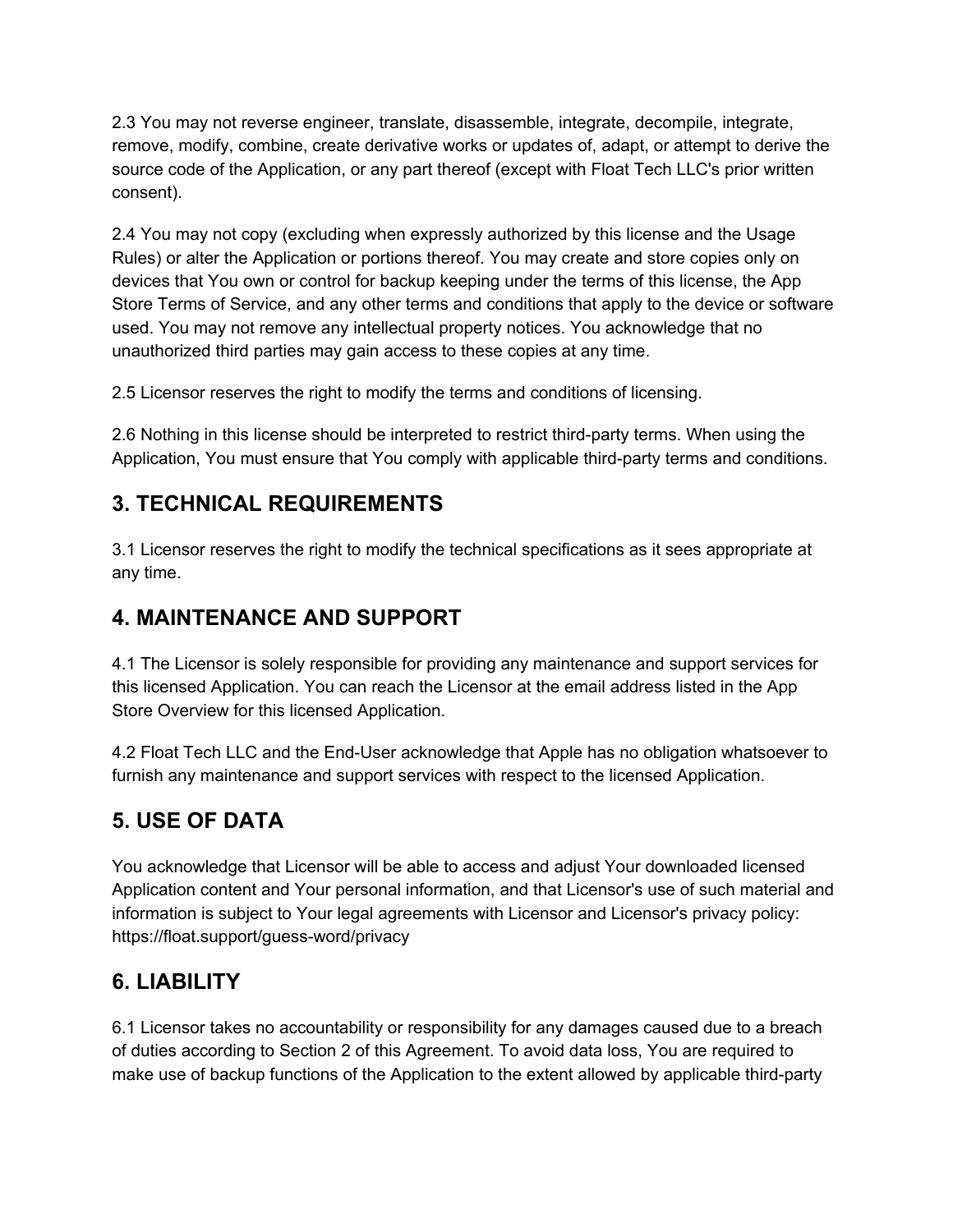2.3 You may not reverse engineer, translate, disassemble, integrate, decompile, integrate, remove, modify, combine, create derivative works or updates of, adapt, or attempt to derive the source code of the Application, or any part thereof (except with Float Tech LLC's prior written consent).

2.4 You may not copy (excluding when expressly authorized by this license and the Usage Rules) or alter the Application or portions thereof. You may create and store copies only on devices that You own or control for backup keeping under the terms of this license, the App Store Terms of Service, and any other terms and conditions that apply to the device or software used. You may not remove any intellectual property notices. You acknowledge that no unauthorized third parties may gain access to these copies at any time.

2.5 Licensor reserves the right to modify the terms and conditions of licensing.

2.6 Nothing in this license should be interpreted to restrict third-party terms. When using the Application, You must ensure that You comply with applicable third-party terms and conditions.

## 3. TECHNICAL REQUIREMENTS

3.1 Licensor reserves the right to modify the technical specifications as it sees appropriate at any time.

## 4. MAINTENANCE AND SUPPORT

4.1 The Licensor is solely responsible for providing any maintenance and support services for this licensed Application. You can reach the Licensor at the email address listed in the App Store Overview for this licensed Application.

4.2 Float Tech LLC and the End-User acknowledge that Apple has no obligation whatsoever to furnish any maintenance and support services with respect to the licensed Application.

## 5. USE OF DATA

You acknowledge that Licensor will be able to access and adjust Your downloaded licensed Application content and Your personal information, and that Licensor's use of such material and information is subject to Your legal agreements with Licensor and Licensor's privacy policy: https://float.support/guess-word/privacy

## 6. LIABILITY

6.1 Licensor takes no accountability or responsibility for any damages caused due to a breach of duties according to Section 2 of this Agreement. To avoid data loss, You are required to make use of backup functions of the Application to the extent allowed by applicable third-party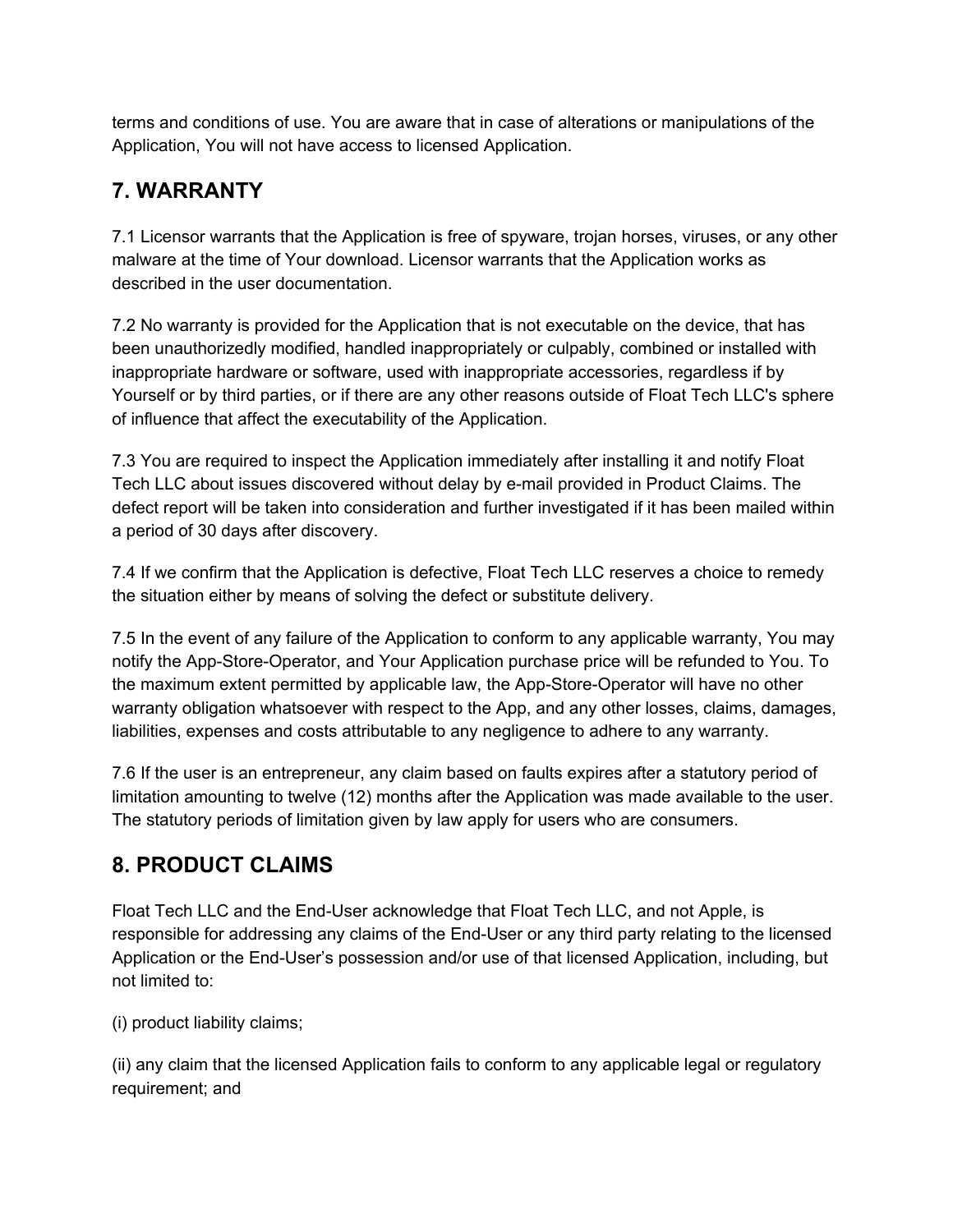terms and conditions of use. You are aware that in case of alterations or manipulations of the Application, You will not have access to licensed Application.

## 7. WARRANTY

7.1 Licensor warrants that the Application is free of spyware, trojan horses, viruses, or any other malware at the time of Your download. Licensor warrants that the Application works as described in the user documentation.

7.2 No warranty is provided for the Application that is not executable on the device, that has been unauthorizedly modified, handled inappropriately or culpably, combined or installed with inappropriate hardware or software, used with inappropriate accessories, regardless if by Yourself or by third parties, or if there are any other reasons outside of Float Tech LLC's sphere of influence that affect the executability of the Application.

7.3 You are required to inspect the Application immediately after installing it and notify Float Tech LLC about issues discovered without delay by e-mail provided in Product Claims. The defect report will be taken into consideration and further investigated if it has been mailed within a period of 30 days after discovery.

7.4 If we confirm that the Application is defective, Float Tech LLC reserves a choice to remedy the situation either by means of solving the defect or substitute delivery.

7.5 In the event of any failure of the Application to conform to any applicable warranty, You may notify the App-Store-Operator, and Your Application purchase price will be refunded to You. To the maximum extent permitted by applicable law, the App-Store-Operator will have no other warranty obligation whatsoever with respect to the App, and any other losses, claims, damages, liabilities, expenses and costs attributable to any negligence to adhere to any warranty.

7.6 If the user is an entrepreneur, any claim based on faults expires after a statutory period of limitation amounting to twelve (12) months after the Application was made available to the user. The statutory periods of limitation given by law apply for users who are consumers.

## 8. PRODUCT CLAIMS

Float Tech LLC and the End-User acknowledge that Float Tech LLC, and not Apple, is responsible for addressing any claims of the End-User or any third party relating to the licensed Application or the End-User's possession and/or use of that licensed Application, including, but not limited to:

(i) product liability claims;

(ii) any claim that the licensed Application fails to conform to any applicable legal or regulatory requirement; and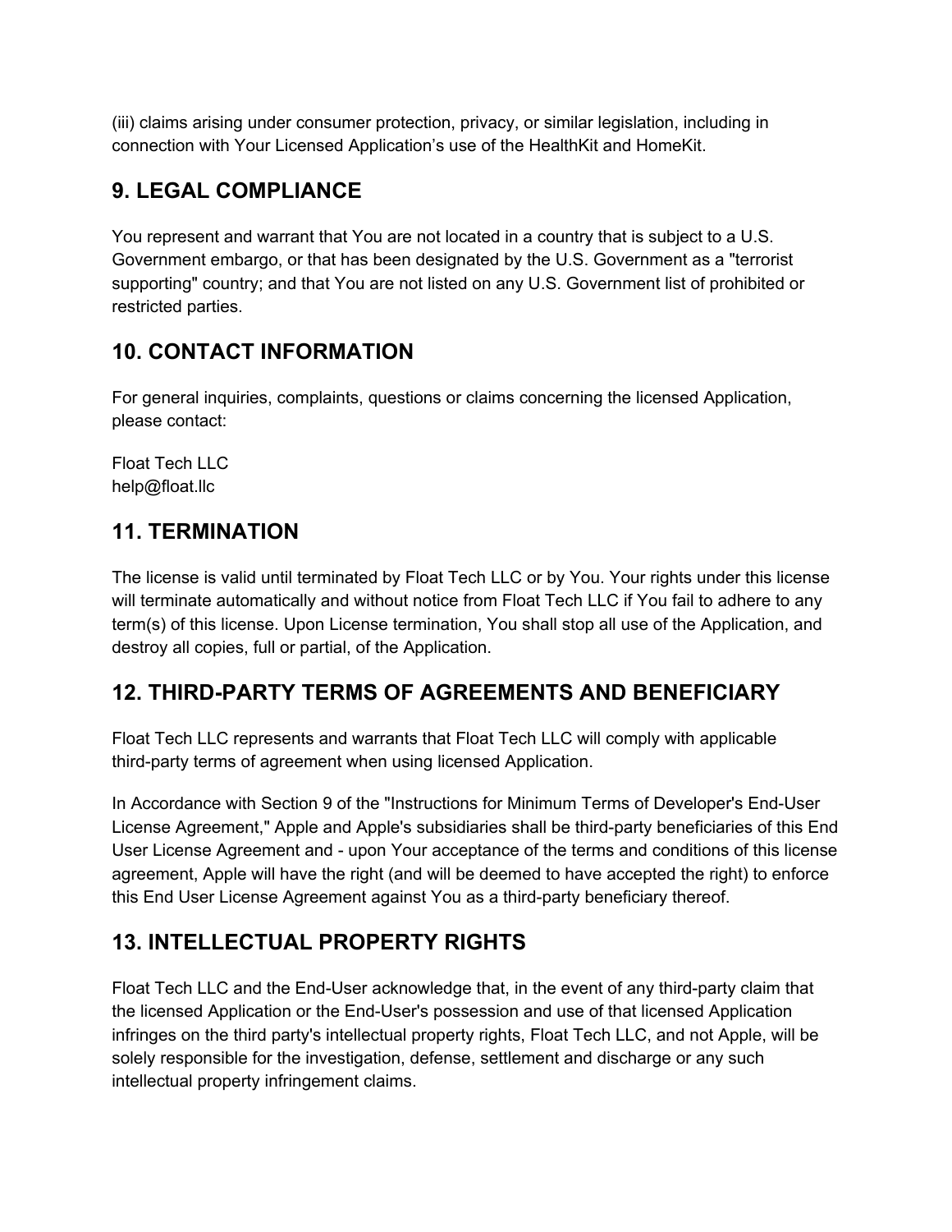(iii) claims arising under consumer protection, privacy, or similar legislation, including in connection with Your Licensed Application's use of the HealthKit and HomeKit.

## 9. LEGAL COMPLIANCE

You represent and warrant that You are not located in a country that is subject to a U.S. Government embargo, or that has been designated by the U.S. Government as a "terrorist supporting" country; and that You are not listed on any U.S. Government list of prohibited or restricted parties.

## 10. CONTACT INFORMATION

For general inquiries, complaints, questions or claims concerning the licensed Application, please contact:

Float Tech LLC
help@float.llc

## 11. TERMINATION

The license is valid until terminated by Float Tech LLC or by You. Your rights under this license will terminate automatically and without notice from Float Tech LLC if You fail to adhere to any term(s) of this license. Upon License termination, You shall stop all use of the Application, and destroy all copies, full or partial, of the Application.

## 12. THIRD-PARTY TERMS OF AGREEMENTS AND BENEFICIARY

Float Tech LLC represents and warrants that Float Tech LLC will comply with applicable third-party terms of agreement when using licensed Application.

In Accordance with Section 9 of the "Instructions for Minimum Terms of Developer's End-User License Agreement," Apple and Apple's subsidiaries shall be third-party beneficiaries of this End User License Agreement and - upon Your acceptance of the terms and conditions of this license agreement, Apple will have the right (and will be deemed to have accepted the right) to enforce this End User License Agreement against You as a third-party beneficiary thereof.

## 13. INTELLECTUAL PROPERTY RIGHTS

Float Tech LLC and the End-User acknowledge that, in the event of any third-party claim that the licensed Application or the End-User's possession and use of that licensed Application infringes on the third party's intellectual property rights, Float Tech LLC, and not Apple, will be solely responsible for the investigation, defense, settlement and discharge or any such intellectual property infringement claims.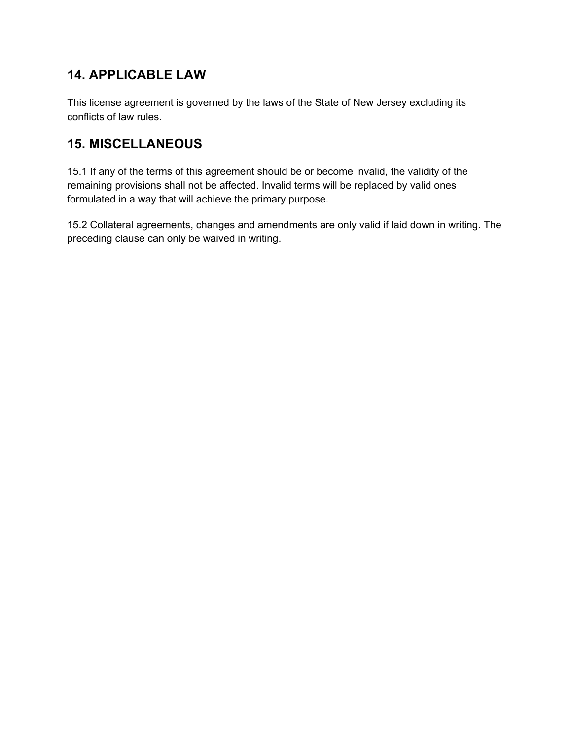## 14. APPLICABLE LAW

This license agreement is governed by the laws of the State of New Jersey excluding its conflicts of law rules.

## 15. MISCELLANEOUS

15.1 If any of the terms of this agreement should be or become invalid, the validity of the remaining provisions shall not be affected. Invalid terms will be replaced by valid ones formulated in a way that will achieve the primary purpose.

15.2 Collateral agreements, changes and amendments are only valid if laid down in writing. The preceding clause can only be waived in writing.